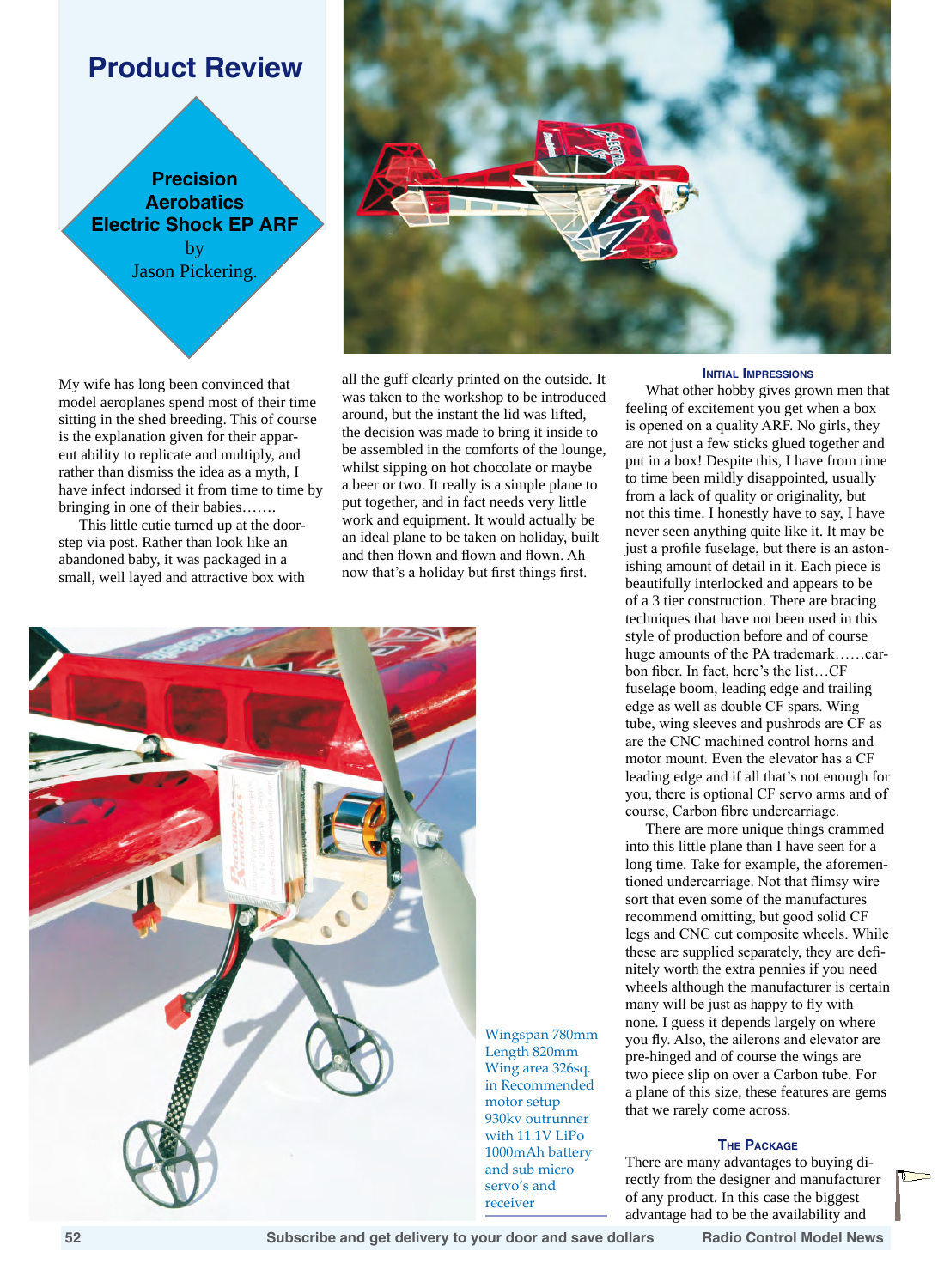# Product Review

## Precision Aerobatics Electric Shock EP ARF

by

Jason Pickering.

My wife has long been convinced that model aeroplanes spend most of their time sitting in the shed breeding. This of course is the explanation given for their apparent ability to replicate and multiply, and rather than dismiss the idea as a myth, I have infect indorsed it from time to time by bringing in one of their babies…….

This little cutie turned up at the doorstep via post. Rather than look like an abandoned baby, it was packaged in a small, well layed and attractive box with all the guff clearly printed on the outside. It was taken to the workshop to be introduced around, but the instant the lid was lifted, the decision was made to bring it inside to be assembled in the comforts of the lounge, whilst sipping on hot chocolate or maybe a beer or two. It really is a simple plane to put together, and in fact needs very little work and equipment. It would actually be an ideal plane to be taken on holiday, built and then flown and flown and flown. Ah now that's a holiday but first things first.

Wingspan 780mm
Length 820mm
Wing area 326sq. in Recommended motor setup 930kv outrunner with 11.1V LiPo 1000mAh battery and sub micro servo's and receiver

### Initial Impressions

What other hobby gives grown men that feeling of excitement you get when a box is opened on a quality ARF. No girls, they are not just a few sticks glued together and put in a box! Despite this, I have from time to time been mildly disappointed, usually from a lack of quality or originality, but not this time. I honestly have to say, I have never seen anything quite like it. It may be just a profile fuselage, but there is an astonishing amount of detail in it. Each piece is beautifully interlocked and appears to be of a 3 tier construction. There are bracing techniques that have not been used in this style of production before and of course huge amounts of the PA trademark……carbon fiber. In fact, here's the list…CF fuselage boom, leading edge and trailing edge as well as double CF spars. Wing tube, wing sleeves and pushrods are CF as are the CNC machined control horns and motor mount. Even the elevator has a CF leading edge and if all that's not enough for you, there is optional CF servo arms and of course, Carbon fibre undercarriage.

There are more unique things crammed into this little plane than I have seen for a long time. Take for example, the aforementioned undercarriage. Not that flimsy wire sort that even some of the manufactures recommend omitting, but good solid CF legs and CNC cut composite wheels. While these are supplied separately, they are definitely worth the extra pennies if you need wheels although the manufacturer is certain many will be just as happy to fly with none. I guess it depends largely on where you fly. Also, the ailerons and elevator are pre-hinged and of course the wings are two piece slip on over a Carbon tube. For a plane of this size, these features are gems that we rarely come across.

### The Package

There are many advantages to buying directly from the designer and manufacturer of any product. In this case the biggest advantage had to be the availability and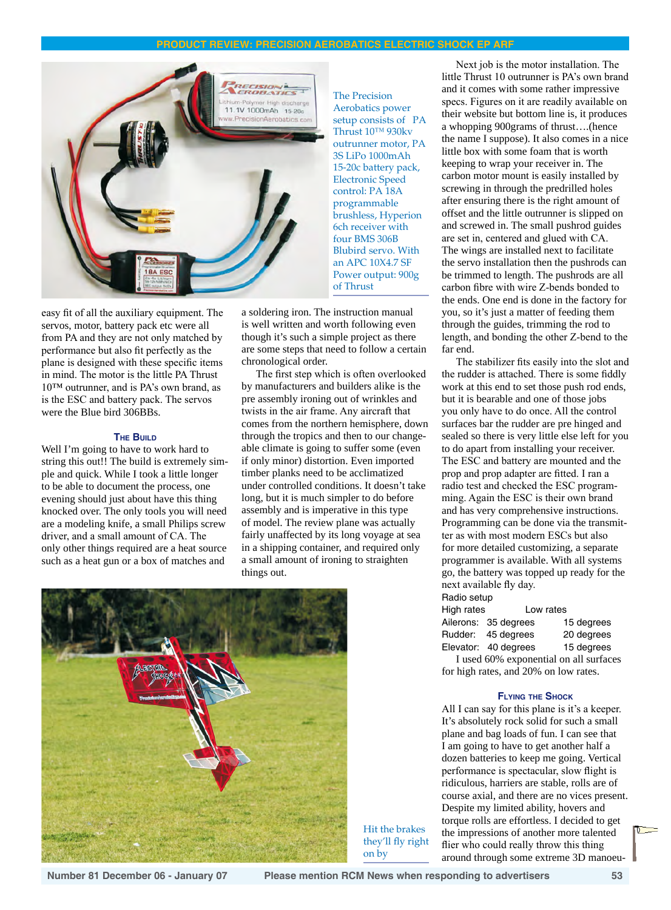The Precision Aerobatics power setup consists of PA Thrust 10™ 930kv outrunner motor, PA 3S LiPo 1000mAh 15-20c battery pack, Electronic Speed control: PA 18A programmable brushless, Hyperion 6ch receiver with four BMS 306B Blubird servo. With an APC 10X4.7 SF Power output: 900g of Thrust

easy fit of all the auxiliary equipment. The servos, motor, battery pack etc were all from PA and they are not only matched by performance but also fit perfectly as the plane is designed with these specific items in mind. The motor is the little PA Thrust 10™ outrunner, and is PA's own brand, as is the ESC and battery pack. The servos were the Blue bird 306BBs.

### The Build

Well I'm going to have to work hard to string this out!! The build is extremely simple and quick. While I took a little longer to be able to document the process, one evening should just about have this thing knocked over. The only tools you will need are a modeling knife, a small Philips screw driver, and a small amount of CA. The only other things required are a heat source such as a heat gun or a box of matches and a soldering iron. The instruction manual is well written and worth following even though it's such a simple project as there are some steps that need to follow a certain chronological order.

The first step which is often overlooked by manufacturers and builders alike is the pre assembly ironing out of wrinkles and twists in the air frame. Any aircraft that comes from the northern hemisphere, down through the tropics and then to our changeable climate is going to suffer some (even if only minor) distortion. Even imported timber planks need to be acclimatized under controlled conditions. It doesn't take long, but it is much simpler to do before assembly and is imperative in this type of model. The review plane was actually fairly unaffected by its long voyage at sea in a shipping container, and required only a small amount of ironing to straighten things out.

Hit the brakes they'll fly right on by

Next job is the motor installation. The little Thrust 10 outrunner is PA's own brand and it comes with some rather impressive specs. Figures on it are readily available on their website but bottom line is, it produces a whopping 900grams of thrust….(hence the name I suppose). It also comes in a nice little box with some foam that is worth keeping to wrap your receiver in. The carbon motor mount is easily installed by screwing in through the predrilled holes after ensuring there is the right amount of offset and the little outrunner is slipped on and screwed in. The small pushrod guides are set in, centered and glued with CA. The wings are installed next to facilitate the servo installation then the pushrods can be trimmed to length. The pushrods are all carbon fibre with wire Z-bends bonded to the ends. One end is done in the factory for you, so it's just a matter of feeding them through the guides, trimming the rod to length, and bonding the other Z-bend to the far end.

The stabilizer fits easily into the slot and the rudder is attached. There is some fiddly work at this end to set those push rod ends, but it is bearable and one of those jobs you only have to do once. All the control surfaces bar the rudder are pre hinged and sealed so there is very little else left for you to do apart from installing your receiver. The ESC and battery are mounted and the prop and prop adapter are fitted. I ran a radio test and checked the ESC programming. Again the ESC is their own brand and has very comprehensive instructions. Programming can be done via the transmitter as with most modern ESCs but also for more detailed customizing, a separate programmer is available. With all systems go, the battery was topped up ready for the next available fly day.

Radio setup

| | High rates | Low rates |
|---|---|---|
| Ailerons: | 35 degrees | 15 degrees |
| Rudder: | 45 degrees | 20 degrees |
| Elevator: | 40 degrees | 15 degrees |

I used 60% exponential on all surfaces for high rates, and 20% on low rates.

### Flying the Shock

All I can say for this plane is it's a keeper. It's absolutely rock solid for such a small plane and bag loads of fun. I can see that I am going to have to get another half a dozen batteries to keep me going. Vertical performance is spectacular, slow flight is ridiculous, harriers are stable, rolls are of course axial, and there are no vices present. Despite my limited ability, hovers and torque rolls are effortless. I decided to get the impressions of another more talented flier who could really throw this thing around through some extreme 3D manoeu-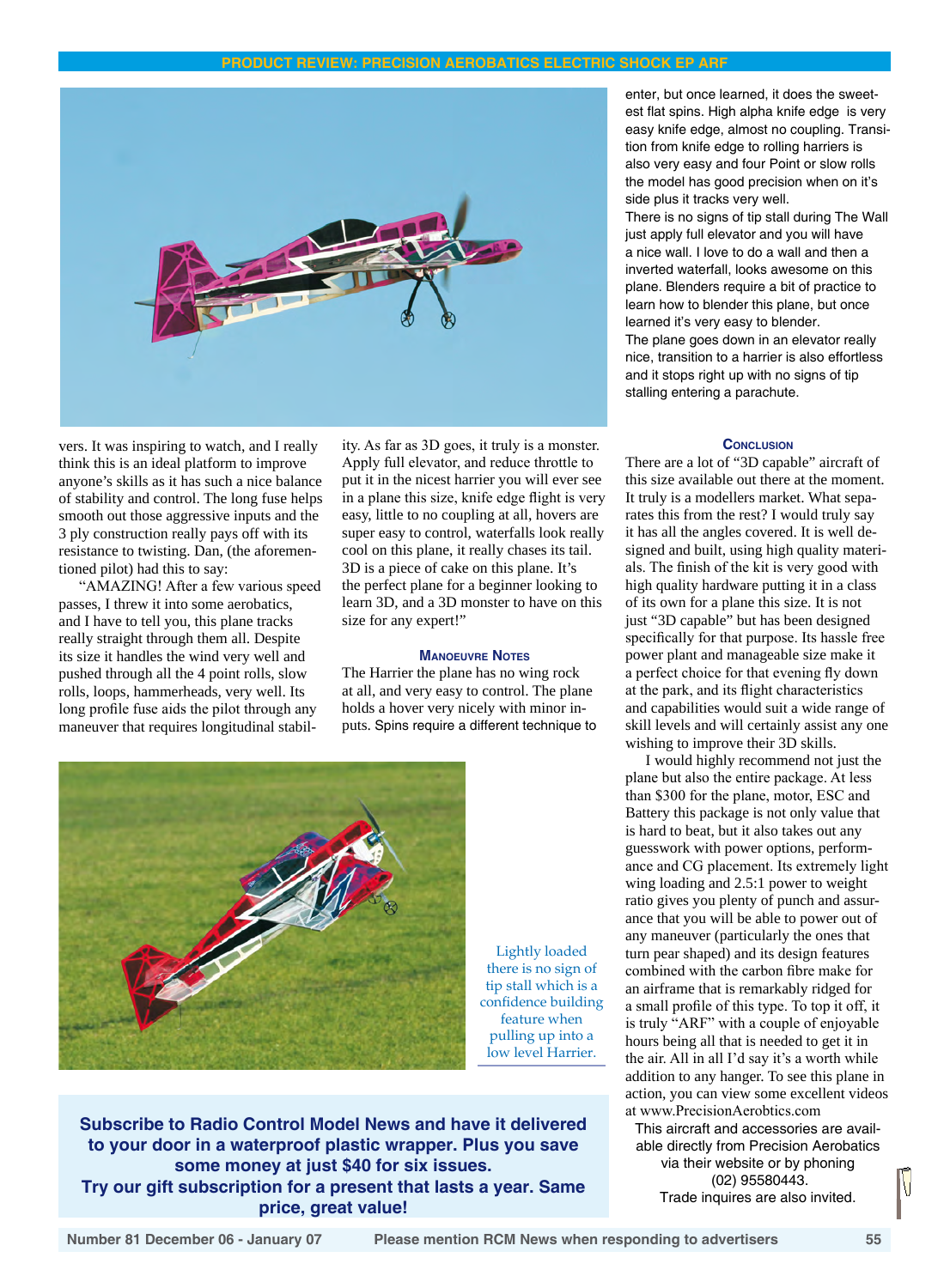vers. It was inspiring to watch, and I really think this is an ideal platform to improve anyone's skills as it has such a nice balance of stability and control. The long fuse helps smooth out those aggressive inputs and the 3 ply construction really pays off with its resistance to twisting. Dan, (the aforementioned pilot) had this to say:

"AMAZING! After a few various speed passes, I threw it into some aerobatics, and I have to tell you, this plane tracks really straight through them all. Despite its size it handles the wind very well and pushed through all the 4 point rolls, slow rolls, loops, hammerheads, very well. Its long profile fuse aids the pilot through any maneuver that requires longitudinal stability. As far as 3D goes, it truly is a monster. Apply full elevator, and reduce throttle to put it in the nicest harrier you will ever see in a plane this size, knife edge flight is very easy, little to no coupling at all, hovers are super easy to control, waterfalls look really cool on this plane, it really chases its tail. 3D is a piece of cake on this plane. It's the perfect plane for a beginner looking to learn 3D, and a 3D monster to have on this size for any expert!"

### Manoeuvre Notes

The Harrier the plane has no wing rock at all, and very easy to control. The plane holds a hover very nicely with minor inputs. Spins require a different technique to enter, but once learned, it does the sweetest flat spins. High alpha knife edge is very easy knife edge, almost no coupling. Transition from knife edge to rolling harriers is also very easy and four Point or slow rolls the model has good precision when on it's side plus it tracks very well.

There is no signs of tip stall during The Wall just apply full elevator and you will have a nice wall. I love to do a wall and then a inverted waterfall, looks awesome on this plane. Blenders require a bit of practice to learn how to blender this plane, but once learned it's very easy to blender.

The plane goes down in an elevator really nice, transition to a harrier is also effortless and it stops right up with no signs of tip stalling entering a parachute.

Lightly loaded there is no sign of tip stall which is a confidence building feature when pulling up into a low level Harrier.

### Conclusion

There are a lot of "3D capable" aircraft of this size available out there at the moment. It truly is a modellers market. What separates this from the rest? I would truly say it has all the angles covered. It is well designed and built, using high quality materials. The finish of the kit is very good with high quality hardware putting it in a class of its own for a plane this size. It is not just "3D capable" but has been designed specifically for that purpose. Its hassle free power plant and manageable size make it a perfect choice for that evening fly down at the park, and its flight characteristics and capabilities would suit a wide range of skill levels and will certainly assist any one wishing to improve their 3D skills.

I would highly recommend not just the plane but also the entire package. At less than $300 for the plane, motor, ESC and Battery this package is not only value that is hard to beat, but it also takes out any guesswork with power options, performance and CG placement. Its extremely light wing loading and 2.5:1 power to weight ratio gives you plenty of punch and assurance that you will be able to power out of any maneuver (particularly the ones that turn pear shaped) and its design features combined with the carbon fibre make for an airframe that is remarkably ridged for a small profile of this type. To top it off, it is truly "ARF" with a couple of enjoyable hours being all that is needed to get it in the air. All in all I'd say it's a worth while addition to any hanger. To see this plane in action, you can view some excellent videos at www.PrecisionAerobtics.com

This aircraft and accessories are available directly from Precision Aerobatics via their website or by phoning (02) 95580443.
Trade inquires are also invited.

**Subscribe to Radio Control Model News and have it delivered to your door in a waterproof plastic wrapper. Plus you save some money at just $40 for six issues.
Try our gift subscription for a present that lasts a year. Same price, great value!**